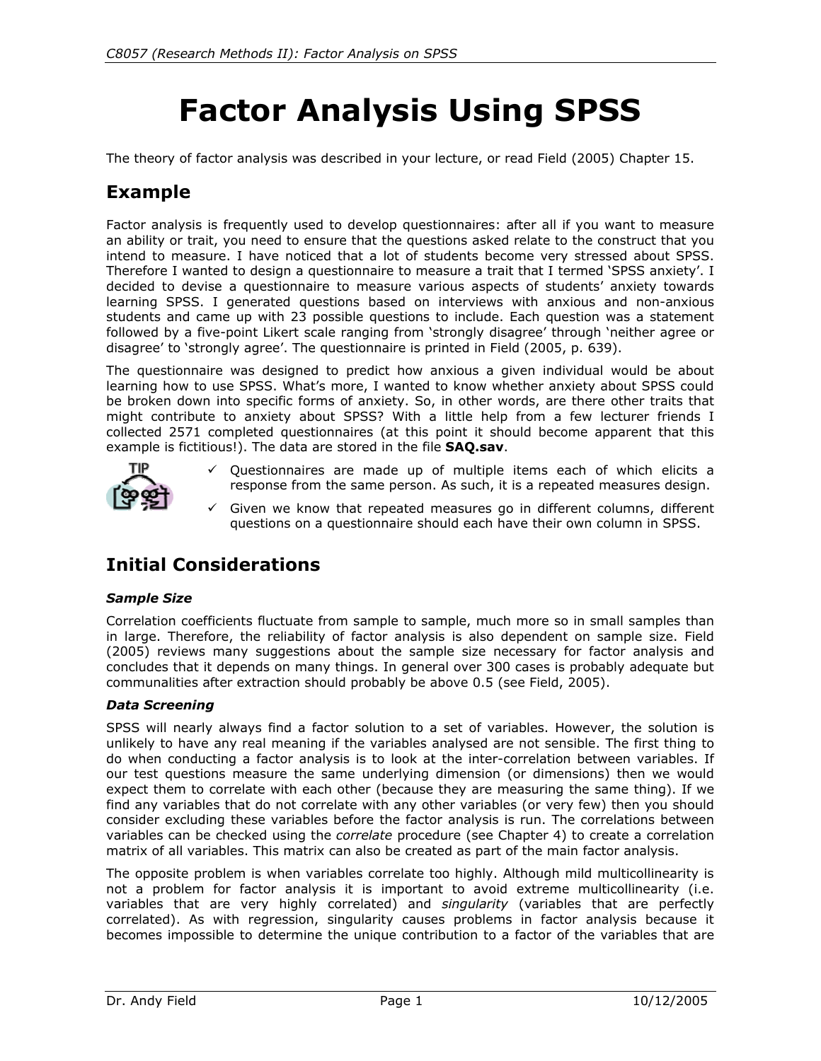# Factor Analysis Using SPSS

The theory of factor analysis was described in your lecture, or read Field (2005) Chapter 15.

## Example

Factor analysis is frequently used to develop questionnaires: after all if you want to measure an ability or trait, you need to ensure that the questions asked relate to the construct that you intend to measure. I have noticed that a lot of students become very stressed about SPSS. Therefore I wanted to design a questionnaire to measure a trait that I termed 'SPSS anxiety'. I decided to devise a questionnaire to measure various aspects of students' anxiety towards learning SPSS. I generated questions based on interviews with anxious and non-anxious students and came up with 23 possible questions to include. Each question was a statement followed by a five-point Likert scale ranging from 'strongly disagree' through 'neither agree or disagree' to 'strongly agree'. The questionnaire is printed in Field (2005, p. 639).

The questionnaire was designed to predict how anxious a given individual would be about learning how to use SPSS. What's more, I wanted to know whether anxiety about SPSS could be broken down into specific forms of anxiety. So, in other words, are there other traits that might contribute to anxiety about SPSS? With a little help from a few lecturer friends I collected 2571 completed questionnaires (at this point it should become apparent that this example is fictitious!). The data are stored in the file **SAQ.sav**.

TIP

- ✓ Questionnaires are made up of multiple items each of which elicits a response from the same person. As such, it is a repeated measures design.
- ✓ Given we know that repeated measures go in different columns, different questions on a questionnaire should each have their own column in SPSS.

## Initial Considerations

### *Sample Size*

Correlation coefficients fluctuate from sample to sample, much more so in small samples than in large. Therefore, the reliability of factor analysis is also dependent on sample size. Field (2005) reviews many suggestions about the sample size necessary for factor analysis and concludes that it depends on many things. In general over 300 cases is probably adequate but communalities after extraction should probably be above 0.5 (see Field, 2005).

### *Data Screening*

SPSS will nearly always find a factor solution to a set of variables. However, the solution is unlikely to have any real meaning if the variables analysed are not sensible. The first thing to do when conducting a factor analysis is to look at the inter-correlation between variables. If our test questions measure the same underlying dimension (or dimensions) then we would expect them to correlate with each other (because they are measuring the same thing). If we find any variables that do not correlate with any other variables (or very few) then you should consider excluding these variables before the factor analysis is run. The correlations between variables can be checked using the *correlate* procedure (see Chapter 4) to create a correlation matrix of all variables. This matrix can also be created as part of the main factor analysis.

The opposite problem is when variables correlate too highly. Although mild multicollinearity is not a problem for factor analysis it is important to avoid extreme multicollinearity (i.e. variables that are very highly correlated) and *singularity* (variables that are perfectly correlated). As with regression, singularity causes problems in factor analysis because it becomes impossible to determine the unique contribution to a factor of the variables that are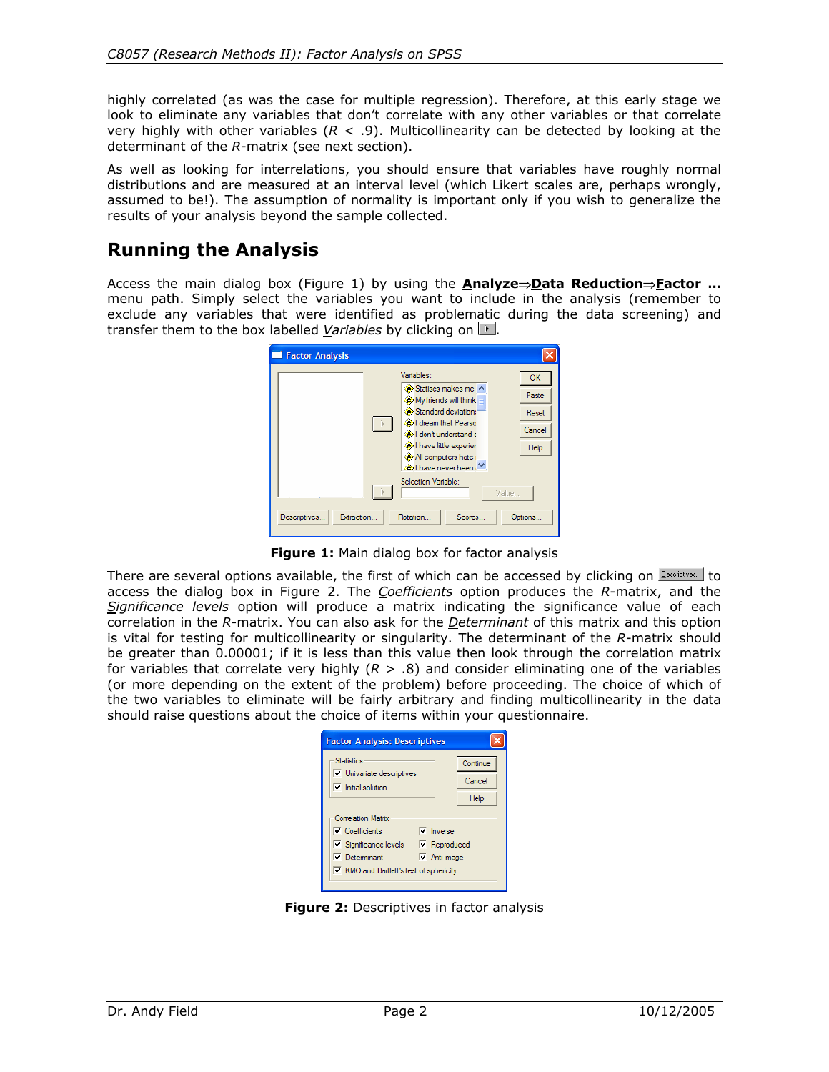highly correlated (as was the case for multiple regression). Therefore, at this early stage we look to eliminate any variables that don't correlate with any other variables or that correlate very highly with other variables ($R < .9$). Multicollinearity can be detected by looking at the determinant of the $R$-matrix (see next section).

As well as looking for interrelations, you should ensure that variables have roughly normal distributions and are measured at an interval level (which Likert scales are, perhaps wrongly, assumed to be!). The assumption of normality is important only if you wish to generalize the results of your analysis beyond the sample collected.

## Running the Analysis

Access the main dialog box (Figure 1) by using the **Analyze⇒Data Reduction⇒Factor …** menu path. Simply select the variables you want to include in the analysis (remember to exclude any variables that were identified as problematic during the data screening) and transfer them to the box labelled *Variables* by clicking on ▸.

**Figure 1:** Main dialog box for factor analysis

There are several options available, the first of which can be accessed by clicking on Descriptives... to access the dialog box in Figure 2. The *Coefficients* option produces the $R$-matrix, and the *Significance levels* option will produce a matrix indicating the significance value of each correlation in the $R$-matrix. You can also ask for the *Determinant* of this matrix and this option is vital for testing for multicollinearity or singularity. The determinant of the $R$-matrix should be greater than 0.00001; if it is less than this value then look through the correlation matrix for variables that correlate very highly ($R > .8$) and consider eliminating one of the variables (or more depending on the extent of the problem) before proceeding. The choice of which of the two variables to eliminate will be fairly arbitrary and finding multicollinearity in the data should raise questions about the choice of items within your questionnaire.

**Figure 2:** Descriptives in factor analysis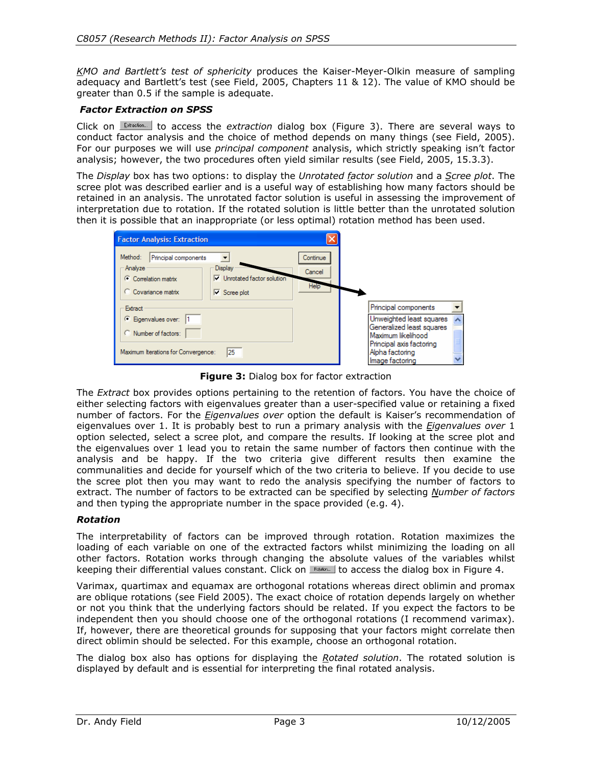*KMO and Bartlett's test of sphericity* produces the Kaiser-Meyer-Olkin measure of sampling adequacy and Bartlett's test (see Field, 2005, Chapters 11 & 12). The value of KMO should be greater than 0.5 if the sample is adequate.

### Factor Extraction on SPSS

Click on Extraction... to access the *extraction* dialog box (Figure 3). There are several ways to conduct factor analysis and the choice of method depends on many things (see Field, 2005). For our purposes we will use *principal component* analysis, which strictly speaking isn't factor analysis; however, the two procedures often yield similar results (see Field, 2005, 15.3.3).

The *Display* box has two options: to display the *Unrotated factor solution* and a *Scree plot*. The scree plot was described earlier and is a useful way of establishing how many factors should be retained in an analysis. The unrotated factor solution is useful in assessing the improvement of interpretation due to rotation. If the rotated solution is little better than the unrotated solution then it is possible that an inappropriate (or less optimal) rotation method has been used.

**Figure 3:** Dialog box for factor extraction

The *Extract* box provides options pertaining to the retention of factors. You have the choice of either selecting factors with eigenvalues greater than a user-specified value or retaining a fixed number of factors. For the *Eigenvalues over* option the default is Kaiser's recommendation of eigenvalues over 1. It is probably best to run a primary analysis with the *Eigenvalues over* 1 option selected, select a scree plot, and compare the results. If looking at the scree plot and the eigenvalues over 1 lead you to retain the same number of factors then continue with the analysis and be happy. If the two criteria give different results then examine the communalities and decide for yourself which of the two criteria to believe. If you decide to use the scree plot then you may want to redo the analysis specifying the number of factors to extract. The number of factors to be extracted can be specified by selecting *Number of factors* and then typing the appropriate number in the space provided (e.g. 4).

### Rotation

The interpretability of factors can be improved through rotation. Rotation maximizes the loading of each variable on one of the extracted factors whilst minimizing the loading on all other factors. Rotation works through changing the absolute values of the variables whilst keeping their differential values constant. Click on Rotation... to access the dialog box in Figure 4.

Varimax, quartimax and equamax are orthogonal rotations whereas direct oblimin and promax are oblique rotations (see Field 2005). The exact choice of rotation depends largely on whether or not you think that the underlying factors should be related. If you expect the factors to be independent then you should choose one of the orthogonal rotations (I recommend varimax). If, however, there are theoretical grounds for supposing that your factors might correlate then direct oblimin should be selected. For this example, choose an orthogonal rotation.

The dialog box also has options for displaying the *Rotated solution*. The rotated solution is displayed by default and is essential for interpreting the final rotated analysis.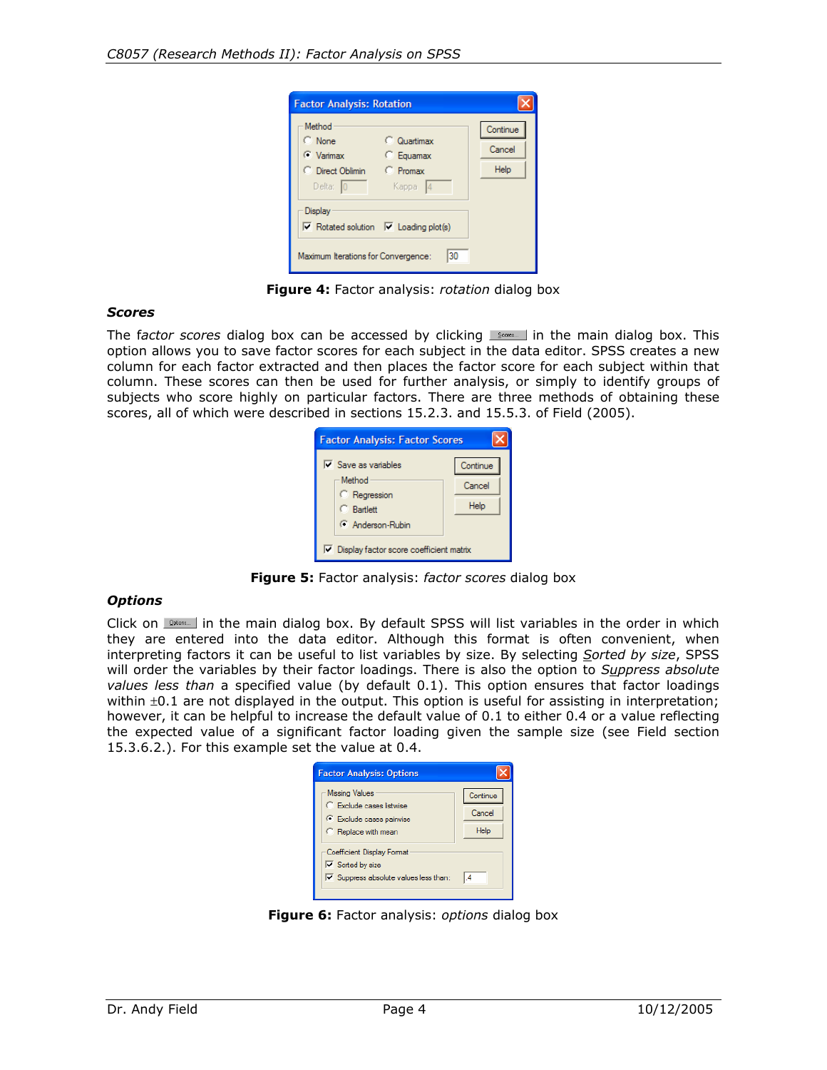**Figure 4:** Factor analysis: *rotation* dialog box

### *Scores*

The *factor scores* dialog box can be accessed by clicking Scores... in the main dialog box. This option allows you to save factor scores for each subject in the data editor. SPSS creates a new column for each factor extracted and then places the factor score for each subject within that column. These scores can then be used for further analysis, or simply to identify groups of subjects who score highly on particular factors. There are three methods of obtaining these scores, all of which were described in sections 15.2.3. and 15.5.3. of Field (2005).

**Figure 5:** Factor analysis: *factor scores* dialog box

### *Options*

Click on Options... in the main dialog box. By default SPSS will list variables in the order in which they are entered into the data editor. Although this format is often convenient, when interpreting factors it can be useful to list variables by size. By selecting *Sorted by size*, SPSS will order the variables by their factor loadings. There is also the option to *Suppress absolute values less than* a specified value (by default 0.1). This option ensures that factor loadings within ±0.1 are not displayed in the output. This option is useful for assisting in interpretation; however, it can be helpful to increase the default value of 0.1 to either 0.4 or a value reflecting the expected value of a significant factor loading given the sample size (see Field section 15.3.6.2.). For this example set the value at 0.4.

**Figure 6:** Factor analysis: *options* dialog box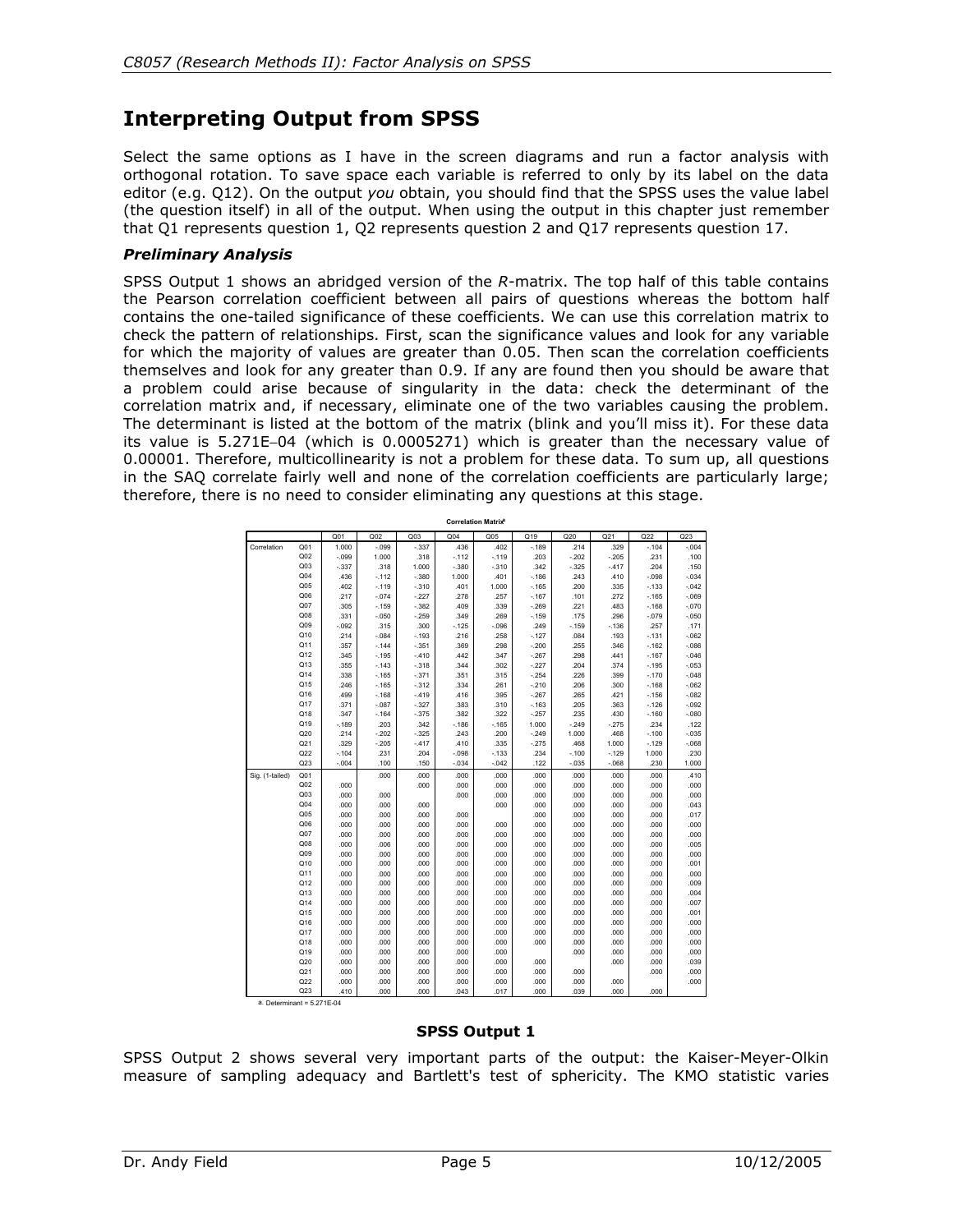# Interpreting Output from SPSS

Select the same options as I have in the screen diagrams and run a factor analysis with orthogonal rotation. To save space each variable is referred to only by its label on the data editor (e.g. Q12). On the output *you* obtain, you should find that the SPSS uses the value label (the question itself) in all of the output. When using the output in this chapter just remember that Q1 represents question 1, Q2 represents question 2 and Q17 represents question 17.

### *Preliminary Analysis*

SPSS Output 1 shows an abridged version of the *R*-matrix. The top half of this table contains the Pearson correlation coefficient between all pairs of questions whereas the bottom half contains the one-tailed significance of these coefficients. We can use this correlation matrix to check the pattern of relationships. First, scan the significance values and look for any variable for which the majority of values are greater than 0.05. Then scan the correlation coefficients themselves and look for any greater than 0.9. If any are found then you should be aware that a problem could arise because of singularity in the data: check the determinant of the correlation matrix and, if necessary, eliminate one of the two variables causing the problem. The determinant is listed at the bottom of the matrix (blink and you'll miss it). For these data its value is 5.271E–04 (which is 0.0005271) which is greater than the necessary value of 0.00001. Therefore, multicollinearity is not a problem for these data. To sum up, all questions in the SAQ correlate fairly well and none of the correlation coefficients are particularly large; therefore, there is no need to consider eliminating any questions at this stage.

**Correlation Matrix[a]**

| | | Q01 | Q02 | Q03 | Q04 | Q05 | Q19 | Q20 | Q21 | Q22 | Q23 |
|---|---|---|---|---|---|---|---|---|---|---|---|
| Correlation | Q01 | 1.000 | -.099 | -.337 | .436 | .402 | -.189 | .214 | .329 | -.104 | -.004 |
| | Q02 | -.099 | 1.000 | .318 | -.112 | -.119 | .203 | -.202 | -.205 | .231 | .100 |
| | Q03 | -.337 | .318 | 1.000 | -.380 | -.310 | .342 | -.325 | -.417 | .204 | .150 |
| | Q04 | .436 | -.112 | -.380 | 1.000 | .401 | -.186 | .243 | .410 | -.098 | -.034 |
| | Q05 | .402 | -.119 | -.310 | .401 | 1.000 | -.165 | .200 | .335 | -.133 | -.042 |
| | Q06 | .217 | -.074 | -.227 | .278 | .257 | -.167 | .101 | .272 | -.165 | -.069 |
| | Q07 | .305 | -.159 | -.382 | .409 | .339 | -.269 | .221 | .483 | -.168 | -.070 |
| | Q08 | .331 | -.050 | -.259 | .349 | .269 | -.159 | .175 | .296 | -.079 | -.050 |
| | Q09 | -.092 | .315 | .300 | -.125 | -.096 | .249 | -.159 | -.136 | .257 | .171 |
| | Q10 | .214 | -.084 | -.193 | .216 | .258 | -.127 | .084 | .193 | -.131 | -.062 |
| | Q11 | .357 | -.144 | -.351 | .369 | .298 | -.200 | .255 | .346 | -.162 | -.086 |
| | Q12 | .345 | -.195 | -.410 | .442 | .347 | -.267 | .298 | .441 | -.167 | -.046 |
| | Q13 | .355 | -.143 | -.318 | .344 | .302 | -.227 | .204 | .374 | -.195 | -.053 |
| | Q14 | .338 | -.165 | -.371 | .351 | .315 | -.254 | .226 | .399 | -.170 | -.048 |
| | Q15 | .246 | -.165 | -.312 | .334 | .261 | -.210 | .206 | .300 | -.168 | -.062 |
| | Q16 | .499 | -.168 | -.419 | .416 | .395 | -.267 | .265 | .421 | -.156 | -.082 |
| | Q17 | .371 | -.087 | -.327 | .383 | .310 | -.163 | .205 | .363 | -.126 | -.092 |
| | Q18 | .347 | -.164 | -.375 | .382 | .322 | -.257 | .235 | .430 | -.160 | -.080 |
| | Q19 | -.189 | .203 | .342 | -.186 | -.165 | 1.000 | -.249 | -.275 | .234 | .122 |
| | Q20 | .214 | -.202 | -.325 | .243 | .200 | -.249 | 1.000 | .468 | -.100 | -.035 |
| | Q21 | .329 | -.205 | -.417 | .410 | .335 | -.275 | .468 | 1.000 | -.129 | -.068 |
| | Q22 | -.104 | .231 | .204 | -.098 | -.133 | .234 | -.100 | -.129 | 1.000 | .230 |
| | Q23 | -.004 | .100 | .150 | -.034 | -.042 | .122 | -.035 | -.068 | .230 | 1.000 |
| Sig. (1-tailed) | Q01 | | .000 | .000 | .000 | .000 | .000 | .000 | .000 | .000 | .410 |
| | Q02 | .000 | | .000 | .000 | .000 | .000 | .000 | .000 | .000 | .000 |
| | Q03 | .000 | .000 | | .000 | .000 | .000 | .000 | .000 | .000 | .000 |
| | Q04 | .000 | .000 | .000 | | .000 | .000 | .000 | .000 | .000 | .043 |
| | Q05 | .000 | .000 | .000 | .000 | | .000 | .000 | .000 | .000 | .017 |
| | Q06 | .000 | .000 | .000 | .000 | .000 | .000 | .000 | .000 | .000 | .000 |
| | Q07 | .000 | .000 | .000 | .000 | .000 | .000 | .000 | .000 | .000 | .000 |
| | Q08 | .000 | .006 | .000 | .000 | .000 | .000 | .000 | .000 | .000 | .005 |
| | Q09 | .000 | .000 | .000 | .000 | .000 | .000 | .000 | .000 | .000 | .000 |
| | Q10 | .000 | .000 | .000 | .000 | .000 | .000 | .000 | .000 | .000 | .001 |
| | Q11 | .000 | .000 | .000 | .000 | .000 | .000 | .000 | .000 | .000 | .000 |
| | Q12 | .000 | .000 | .000 | .000 | .000 | .000 | .000 | .000 | .000 | .009 |
| | Q13 | .000 | .000 | .000 | .000 | .000 | .000 | .000 | .000 | .000 | .004 |
| | Q14 | .000 | .000 | .000 | .000 | .000 | .000 | .000 | .000 | .000 | .007 |
| | Q15 | .000 | .000 | .000 | .000 | .000 | .000 | .000 | .000 | .000 | .001 |
| | Q16 | .000 | .000 | .000 | .000 | .000 | .000 | .000 | .000 | .000 | .000 |
| | Q17 | .000 | .000 | .000 | .000 | .000 | .000 | .000 | .000 | .000 | .000 |
| | Q18 | .000 | .000 | .000 | .000 | .000 | .000 | .000 | .000 | .000 | .000 |
| | Q19 | .000 | .000 | .000 | .000 | .000 | | .000 | .000 | .000 | .000 |
| | Q20 | .000 | .000 | .000 | .000 | .000 | .000 | | .000 | .000 | .039 |
| | Q21 | .000 | .000 | .000 | .000 | .000 | .000 | .000 | | .000 | .000 |
| | Q22 | .000 | .000 | .000 | .000 | .000 | .000 | .000 | .000 | | .000 |
| | Q23 | .410 | .000 | .000 | .043 | .017 | .000 | .039 | .000 | .000 | |

a. Determinant = 5.271E-04

**SPSS Output 1**

SPSS Output 2 shows several very important parts of the output: the Kaiser-Meyer-Olkin measure of sampling adequacy and Bartlett's test of sphericity. The KMO statistic varies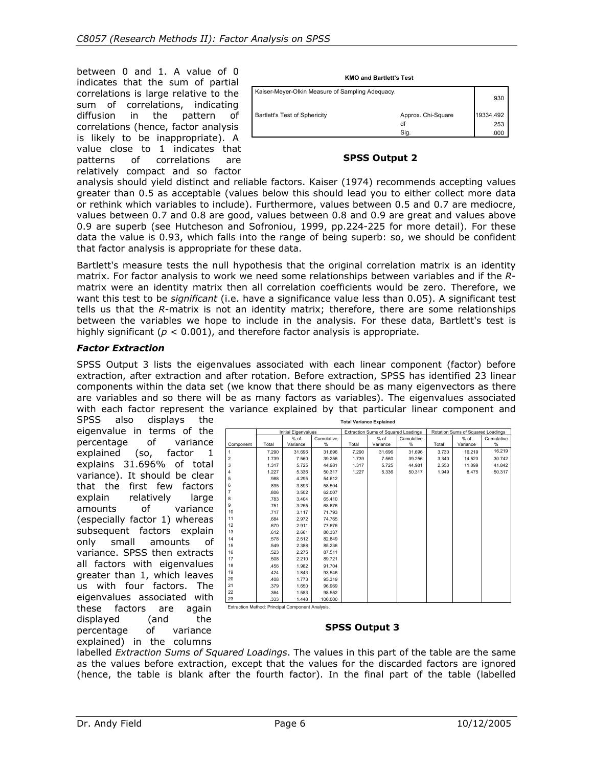between 0 and 1. A value of 0 indicates that the sum of partial correlations is large relative to the sum of correlations, indicating diffusion in the pattern of correlations (hence, factor analysis is likely to be inappropriate). A value close to 1 indicates that patterns of correlations are relatively compact and so factor analysis should yield distinct and reliable factors. Kaiser (1974) recommends accepting values greater than 0.5 as acceptable (values below this should lead you to either collect more data or rethink which variables to include). Furthermore, values between 0.5 and 0.7 are mediocre, values between 0.7 and 0.8 are good, values between 0.8 and 0.9 are great and values above 0.9 are superb (see Hutcheson and Sofroniou, 1999, pp.224-225 for more detail). For these data the value is 0.93, which falls into the range of being superb: so, we should be confident that factor analysis is appropriate for these data.

**KMO and Bartlett's Test**

| | | |
|---|---|---|
| Kaiser-Meyer-Olkin Measure of Sampling Adequacy. | | .930 |
| Bartlett's Test of Sphericity | Approx. Chi-Square | 19334.492 |
| | df | 253 |
| | Sig. | .000 |

**SPSS Output 2**

Bartlett's measure tests the null hypothesis that the original correlation matrix is an identity matrix. For factor analysis to work we need some relationships between variables and if the *R*-matrix were an identity matrix then all correlation coefficients would be zero. Therefore, we want this test to be *significant* (i.e. have a significance value less than 0.05). A significant test tells us that the *R*-matrix is not an identity matrix; therefore, there are some relationships between the variables we hope to include in the analysis. For these data, Bartlett's test is highly significant ($p < 0.001$), and therefore factor analysis is appropriate.

### *Factor Extraction*

SPSS Output 3 lists the eigenvalues associated with each linear component (factor) before extraction, after extraction and after rotation. Before extraction, SPSS has identified 23 linear components within the data set (we know that there should be as many eigenvectors as there are variables and so there will be as many factors as variables). The eigenvalues associated with each factor represent the variance explained by that particular linear component and SPSS also displays the eigenvalue in terms of the percentage of variance explained (so, factor 1 explains 31.696% of total variance). It should be clear that the first few factors explain relatively large amounts of variance (especially factor 1) whereas subsequent factors explain only small amounts of variance. SPSS then extracts all factors with eigenvalues greater than 1, which leaves us with four factors. The eigenvalues associated with these factors are again displayed (and the percentage of variance explained) in the columns labelled *Extraction Sums of Squared Loadings*. The values in this part of the table are the same as the values before extraction, except that the values for the discarded factors are ignored (hence, the table is blank after the fourth factor). In the final part of the table (labelled

**Total Variance Explained**

| | Initial Eigenvalues | | | Extraction Sums of Squared Loadings | | | Rotation Sums of Squared Loadings | | |
|---|---|---|---|---|---|---|---|---|---|
| Component | Total | % of Variance | Cumulative % | Total | % of Variance | Cumulative % | Total | % of Variance | Cumulative % |
| 1 | 7.290 | 31.696 | 31.696 | 7.290 | 31.696 | 31.696 | 3.730 | 16.219 | 16.219 |
| 2 | 1.739 | 7.560 | 39.256 | 1.739 | 7.560 | 39.256 | 3.340 | 14.523 | 30.742 |
| 3 | 1.317 | 5.725 | 44.981 | 1.317 | 5.725 | 44.981 | 2.553 | 11.099 | 41.842 |
| 4 | 1.227 | 5.336 | 50.317 | 1.227 | 5.336 | 50.317 | 1.949 | 8.475 | 50.317 |
| 5 | .988 | 4.295 | 54.612 | | | | | | |
| 6 | .895 | 3.893 | 58.504 | | | | | | |
| 7 | .806 | 3.502 | 62.007 | | | | | | |
| 8 | .783 | 3.404 | 65.410 | | | | | | |
| 9 | .751 | 3.265 | 68.676 | | | | | | |
| 10 | .717 | 3.117 | 71.793 | | | | | | |
| 11 | .684 | 2.972 | 74.765 | | | | | | |
| 12 | .670 | 2.911 | 77.676 | | | | | | |
| 13 | .612 | 2.661 | 80.337 | | | | | | |
| 14 | .578 | 2.512 | 82.849 | | | | | | |
| 15 | .549 | 2.388 | 85.236 | | | | | | |
| 16 | .523 | 2.275 | 87.511 | | | | | | |
| 17 | .508 | 2.210 | 89.721 | | | | | | |
| 18 | .456 | 1.982 | 91.704 | | | | | | |
| 19 | .424 | 1.843 | 93.546 | | | | | | |
| 20 | .408 | 1.773 | 95.319 | | | | | | |
| 21 | .379 | 1.650 | 96.969 | | | | | | |
| 22 | .364 | 1.583 | 98.552 | | | | | | |
| 23 | .333 | 1.448 | 100.000 | | | | | | |

Extraction Method: Principal Component Analysis.

**SPSS Output 3**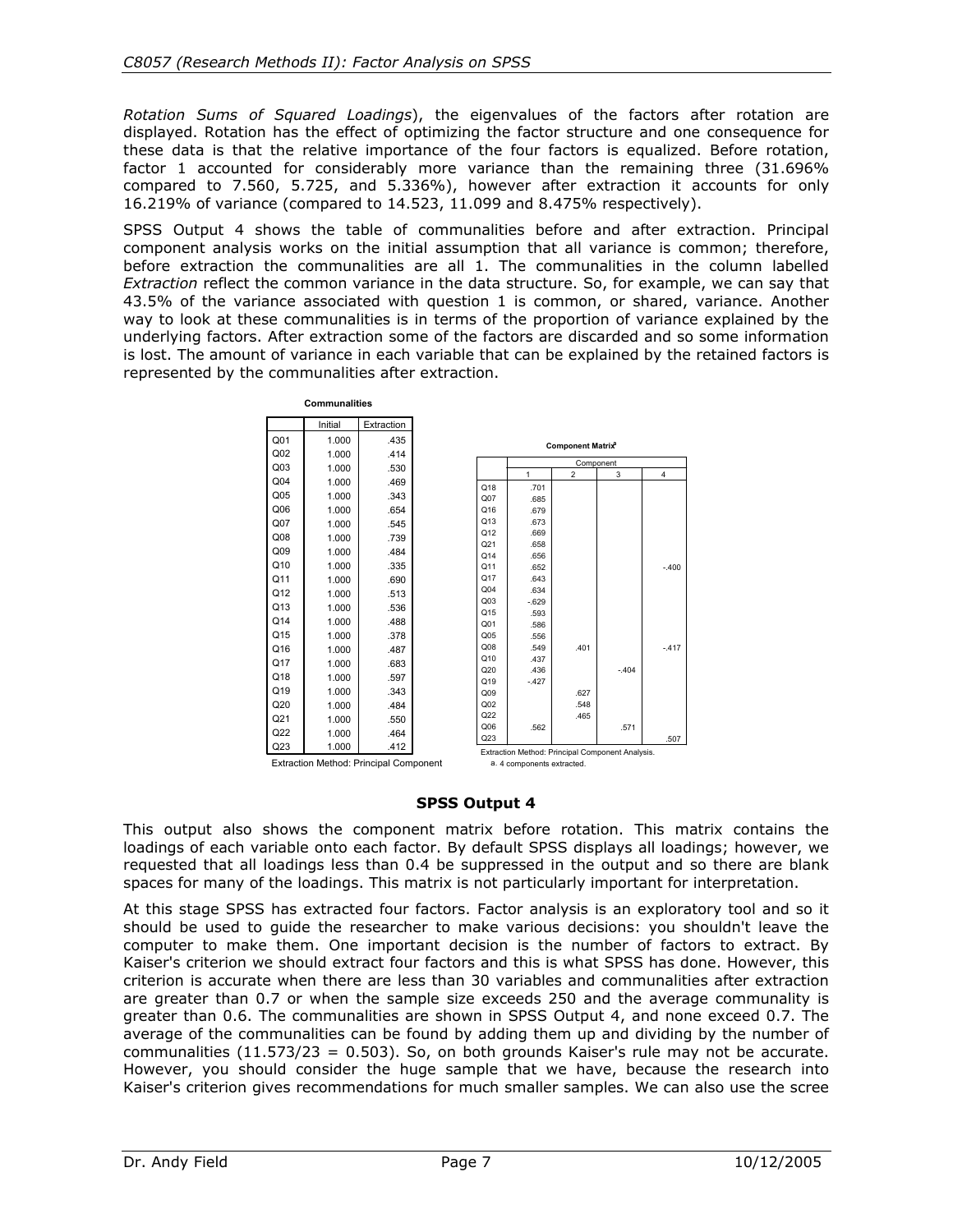*Rotation Sums of Squared Loadings*), the eigenvalues of the factors after rotation are displayed. Rotation has the effect of optimizing the factor structure and one consequence for these data is that the relative importance of the four factors is equalized. Before rotation, factor 1 accounted for considerably more variance than the remaining three (31.696% compared to 7.560, 5.725, and 5.336%), however after extraction it accounts for only 16.219% of variance (compared to 14.523, 11.099 and 8.475% respectively).

SPSS Output 4 shows the table of communalities before and after extraction. Principal component analysis works on the initial assumption that all variance is common; therefore, before extraction the communalities are all 1. The communalities in the column labelled *Extraction* reflect the common variance in the data structure. So, for example, we can say that 43.5% of the variance associated with question 1 is common, or shared, variance. Another way to look at these communalities is in terms of the proportion of variance explained by the underlying factors. After extraction some of the factors are discarded and so some information is lost. The amount of variance in each variable that can be explained by the retained factors is represented by the communalities after extraction.

**Communalities**

| | Initial | Extraction |
|---|---|---|
| Q01 | 1.000 | .435 |
| Q02 | 1.000 | .414 |
| Q03 | 1.000 | .530 |
| Q04 | 1.000 | .469 |
| Q05 | 1.000 | .343 |
| Q06 | 1.000 | .654 |
| Q07 | 1.000 | .545 |
| Q08 | 1.000 | .739 |
| Q09 | 1.000 | .484 |
| Q10 | 1.000 | .335 |
| Q11 | 1.000 | .690 |
| Q12 | 1.000 | .513 |
| Q13 | 1.000 | .536 |
| Q14 | 1.000 | .488 |
| Q15 | 1.000 | .378 |
| Q16 | 1.000 | .487 |
| Q17 | 1.000 | .683 |
| Q18 | 1.000 | .597 |
| Q19 | 1.000 | .343 |
| Q20 | 1.000 | .484 |
| Q21 | 1.000 | .550 |
| Q22 | 1.000 | .464 |
| Q23 | 1.000 | .412 |

Extraction Method: Principal Component

**Component Matrix**[a]

| | Component | | | |
|---|---|---|---|---|
| | 1 | 2 | 3 | 4 |
| Q18 | .701 | | | |
| Q07 | .685 | | | |
| Q16 | .679 | | | |
| Q13 | .673 | | | |
| Q12 | .669 | | | |
| Q21 | .658 | | | |
| Q14 | .656 | | | |
| Q11 | .652 | | | -.400 |
| Q17 | .643 | | | |
| Q04 | .634 | | | |
| Q03 | -.629 | | | |
| Q15 | .593 | | | |
| Q01 | .586 | | | |
| Q05 | .556 | | | |
| Q08 | .549 | .401 | | -.417 |
| Q10 | .437 | | | |
| Q20 | .436 | | -.404 | |
| Q19 | -.427 | | | |
| Q09 | | .627 | | |
| Q02 | | .548 | | |
| Q22 | | .465 | | |
| Q06 | .562 | | .571 | |
| Q23 | | | | .507 |

Extraction Method: Principal Component Analysis.
a. 4 components extracted.

**SPSS Output 4**

This output also shows the component matrix before rotation. This matrix contains the loadings of each variable onto each factor. By default SPSS displays all loadings; however, we requested that all loadings less than 0.4 be suppressed in the output and so there are blank spaces for many of the loadings. This matrix is not particularly important for interpretation.

At this stage SPSS has extracted four factors. Factor analysis is an exploratory tool and so it should be used to guide the researcher to make various decisions: you shouldn't leave the computer to make them. One important decision is the number of factors to extract. By Kaiser's criterion we should extract four factors and this is what SPSS has done. However, this criterion is accurate when there are less than 30 variables and communalities after extraction are greater than 0.7 or when the sample size exceeds 250 and the average communality is greater than 0.6. The communalities are shown in SPSS Output 4, and none exceed 0.7. The average of the communalities can be found by adding them up and dividing by the number of communalities ($11.573/23 = 0.503$). So, on both grounds Kaiser's rule may not be accurate. However, you should consider the huge sample that we have, because the research into Kaiser's criterion gives recommendations for much smaller samples. We can also use the scree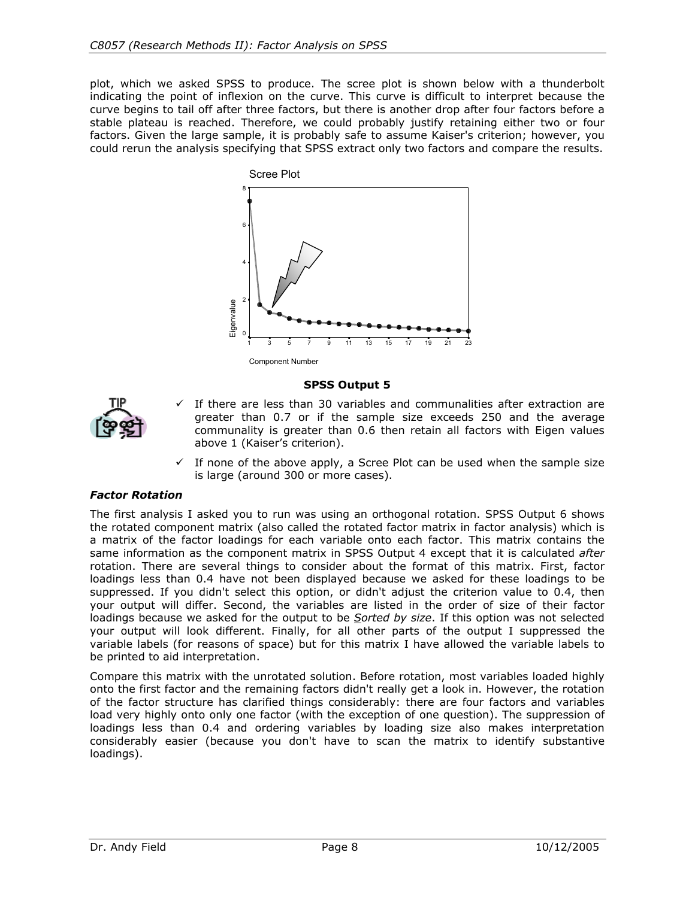plot, which we asked SPSS to produce. The scree plot is shown below with a thunderbolt indicating the point of inflexion on the curve. This curve is difficult to interpret because the curve begins to tail off after three factors, but there is another drop after four factors before a stable plateau is reached. Therefore, we could probably justify retaining either two or four factors. Given the large sample, it is probably safe to assume Kaiser's criterion; however, you could rerun the analysis specifying that SPSS extract only two factors and compare the results.

**SPSS Output 5**

- ✓ If there are less than 30 variables and communalities after extraction are greater than 0.7 or if the sample size exceeds 250 and the average communality is greater than 0.6 then retain all factors with Eigen values above 1 (Kaiser's criterion).
- ✓ If none of the above apply, a Scree Plot can be used when the sample size is large (around 300 or more cases).

### *Factor Rotation*

The first analysis I asked you to run was using an orthogonal rotation. SPSS Output 6 shows the rotated component matrix (also called the rotated factor matrix in factor analysis) which is a matrix of the factor loadings for each variable onto each factor. This matrix contains the same information as the component matrix in SPSS Output 4 except that it is calculated *after* rotation. There are several things to consider about the format of this matrix. First, factor loadings less than 0.4 have not been displayed because we asked for these loadings to be suppressed. If you didn't select this option, or didn't adjust the criterion value to 0.4, then your output will differ. Second, the variables are listed in the order of size of their factor loadings because we asked for the output to be *Sorted by size*. If this option was not selected your output will look different. Finally, for all other parts of the output I suppressed the variable labels (for reasons of space) but for this matrix I have allowed the variable labels to be printed to aid interpretation.

Compare this matrix with the unrotated solution. Before rotation, most variables loaded highly onto the first factor and the remaining factors didn't really get a look in. However, the rotation of the factor structure has clarified things considerably: there are four factors and variables load very highly onto only one factor (with the exception of one question). The suppression of loadings less than 0.4 and ordering variables by loading size also makes interpretation considerably easier (because you don't have to scan the matrix to identify substantive loadings).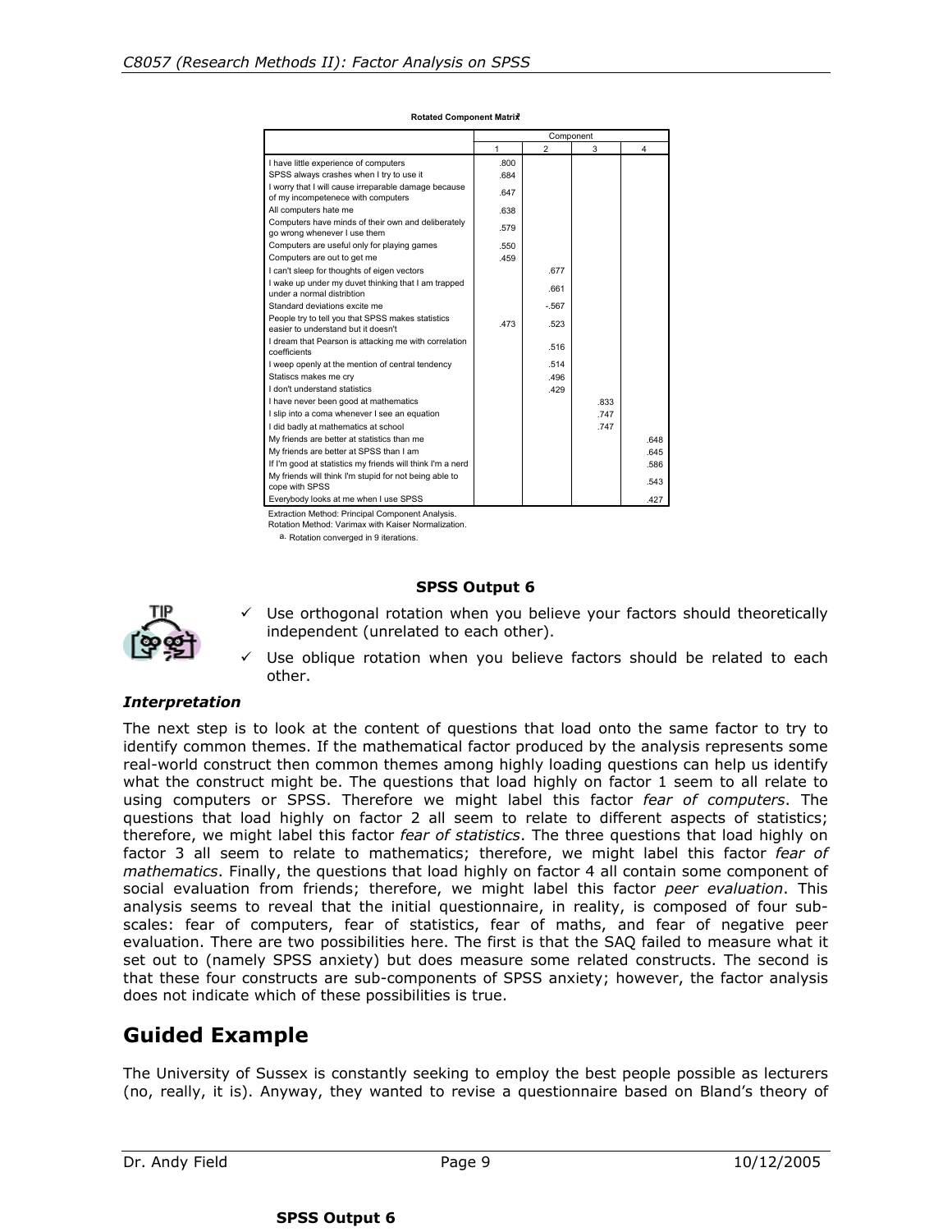**Rotated Component Matrix**[a]

| | Component | | | |
|---|---|---|---|---|
| | 1 | 2 | 3 | 4 |
| I have little experience of computers | .800 | | | |
| SPSS always crashes when I try to use it | .684 | | | |
| I worry that I will cause irreparable damage because of my incompetenece with computers | .647 | | | |
| All computers hate me | .638 | | | |
| Computers have minds of their own and deliberately go wrong whenever I use them | .579 | | | |
| Computers are useful only for playing games | .550 | | | |
| Computers are out to get me | .459 | | | |
| I can't sleep for thoughts of eigen vectors | | .677 | | |
| I wake up under my duvet thinking that I am trapped under a normal distribtion | | .661 | | |
| Standard deviations excite me | | -.567 | | |
| People try to tell you that SPSS makes statistics easier to understand but it doesn't | .473 | .523 | | |
| I dream that Pearson is attacking me with correlation coefficients | | .516 | | |
| I weep openly at the mention of central tendency | | .514 | | |
| Statiscs makes me cry | | .496 | | |
| I don't understand statistics | | .429 | | |
| I have never been good at mathematics | | | .833 | |
| I slip into a coma whenever I see an equation | | | .747 | |
| I did badly at mathematics at school | | | .747 | |
| My friends are better at statistics than me | | | | .648 |
| My friends are better at SPSS than I am | | | | .645 |
| If I'm good at statistics my friends will think I'm a nerd | | | | .586 |
| My friends will think I'm stupid for not being able to cope with SPSS | | | | .543 |
| Everybody looks at me when I use SPSS | | | | .427 |

Extraction Method: Principal Component Analysis.
Rotation Method: Varimax with Kaiser Normalization.
a. Rotation converged in 9 iterations.

**SPSS Output 6**

- ✓ Use orthogonal rotation when you believe your factors should theoretically independent (unrelated to each other).
- ✓ Use oblique rotation when you believe factors should be related to each other.

### *Interpretation*

The next step is to look at the content of questions that load onto the same factor to try to identify common themes. If the mathematical factor produced by the analysis represents some real-world construct then common themes among highly loading questions can help us identify what the construct might be. The questions that load highly on factor 1 seem to all relate to using computers or SPSS. Therefore we might label this factor *fear of computers*. The questions that load highly on factor 2 all seem to relate to different aspects of statistics; therefore, we might label this factor *fear of statistics*. The three questions that load highly on factor 3 all seem to relate to mathematics; therefore, we might label this factor *fear of mathematics*. Finally, the questions that load highly on factor 4 all contain some component of social evaluation from friends; therefore, we might label this factor *peer evaluation*. This analysis seems to reveal that the initial questionnaire, in reality, is composed of four sub-scales: fear of computers, fear of statistics, fear of maths, and fear of negative peer evaluation. There are two possibilities here. The first is that the SAQ failed to measure what it set out to (namely SPSS anxiety) but does measure some related constructs. The second is that these four constructs are sub-components of SPSS anxiety; however, the factor analysis does not indicate which of these possibilities is true.

## Guided Example

The University of Sussex is constantly seeking to employ the best people possible as lecturers (no, really, it is). Anyway, they wanted to revise a questionnaire based on Bland's theory of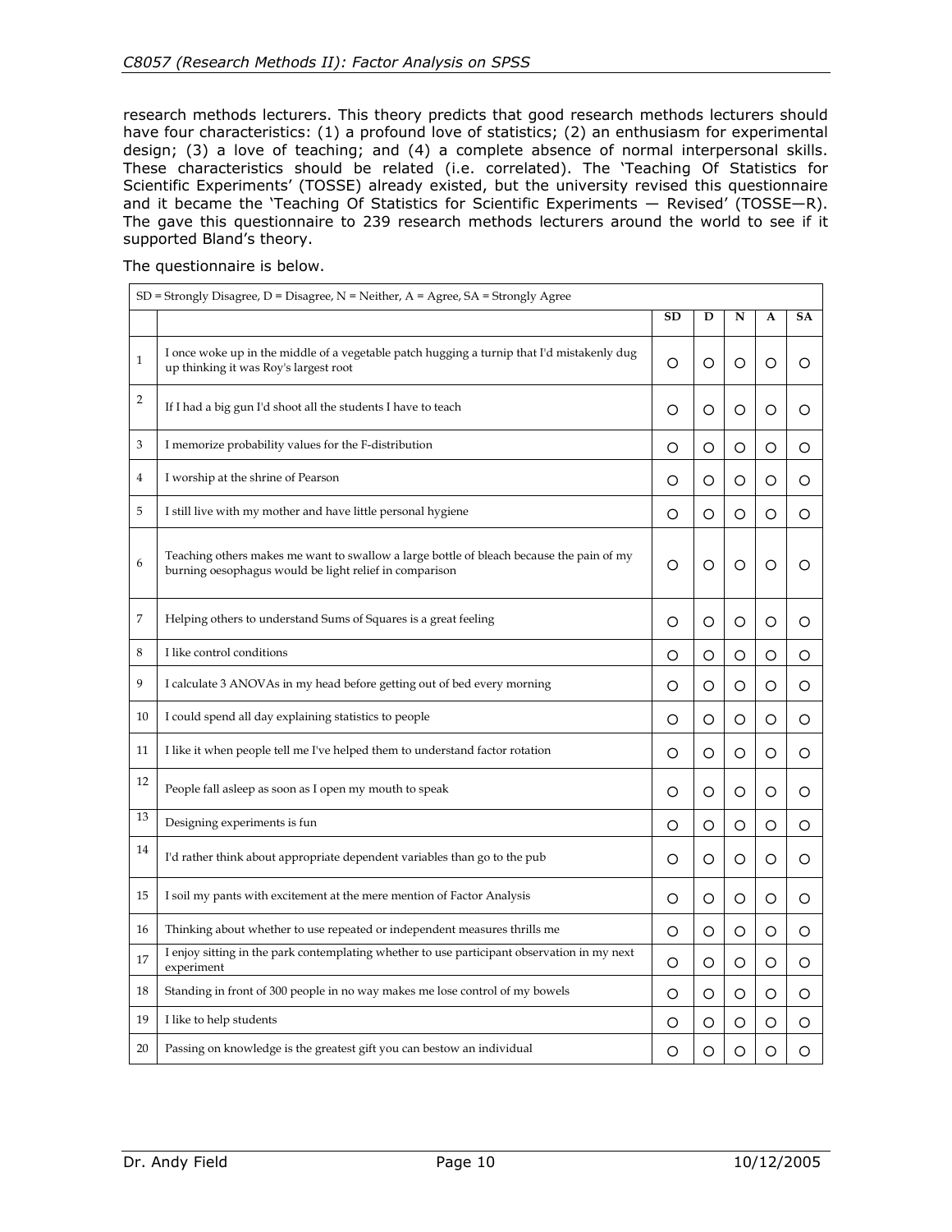research methods lecturers. This theory predicts that good research methods lecturers should have four characteristics: (1) a profound love of statistics; (2) an enthusiasm for experimental design; (3) a love of teaching; and (4) a complete absence of normal interpersonal skills. These characteristics should be related (i.e. correlated). The 'Teaching Of Statistics for Scientific Experiments' (TOSSE) already existed, but the university revised this questionnaire and it became the 'Teaching Of Statistics for Scientific Experiments — Revised' (TOSSE—R). The gave this questionnaire to 239 research methods lecturers around the world to see if it supported Bland's theory.

The questionnaire is below.

| SD = Strongly Disagree, D = Disagree, N = Neither, A = Agree, SA = Strongly Agree | | | | | | |
|---|---|---|---|---|---|---|
| | | SD | D | N | A | SA |
| 1 | I once woke up in the middle of a vegetable patch hugging a turnip that I'd mistakenly dug up thinking it was Roy's largest root | ○ | ○ | ○ | ○ | ○ |
| 2 | If I had a big gun I'd shoot all the students I have to teach | ○ | ○ | ○ | ○ | ○ |
| 3 | I memorize probability values for the F-distribution | ○ | ○ | ○ | ○ | ○ |
| 4 | I worship at the shrine of Pearson | ○ | ○ | ○ | ○ | ○ |
| 5 | I still live with my mother and have little personal hygiene | ○ | ○ | ○ | ○ | ○ |
| 6 | Teaching others makes me want to swallow a large bottle of bleach because the pain of my burning oesophagus would be light relief in comparison | ○ | ○ | ○ | ○ | ○ |
| 7 | Helping others to understand Sums of Squares is a great feeling | ○ | ○ | ○ | ○ | ○ |
| 8 | I like control conditions | ○ | ○ | ○ | ○ | ○ |
| 9 | I calculate 3 ANOVAs in my head before getting out of bed every morning | ○ | ○ | ○ | ○ | ○ |
| 10 | I could spend all day explaining statistics to people | ○ | ○ | ○ | ○ | ○ |
| 11 | I like it when people tell me I've helped them to understand factor rotation | ○ | ○ | ○ | ○ | ○ |
| 12 | People fall asleep as soon as I open my mouth to speak | ○ | ○ | ○ | ○ | ○ |
| 13 | Designing experiments is fun | ○ | ○ | ○ | ○ | ○ |
| 14 | I'd rather think about appropriate dependent variables than go to the pub | ○ | ○ | ○ | ○ | ○ |
| 15 | I soil my pants with excitement at the mere mention of Factor Analysis | ○ | ○ | ○ | ○ | ○ |
| 16 | Thinking about whether to use repeated or independent measures thrills me | ○ | ○ | ○ | ○ | ○ |
| 17 | I enjoy sitting in the park contemplating whether to use participant observation in my next experiment | ○ | ○ | ○ | ○ | ○ |
| 18 | Standing in front of 300 people in no way makes me lose control of my bowels | ○ | ○ | ○ | ○ | ○ |
| 19 | I like to help students | ○ | ○ | ○ | ○ | ○ |
| 20 | Passing on knowledge is the greatest gift you can bestow an individual | ○ | ○ | ○ | ○ | ○ |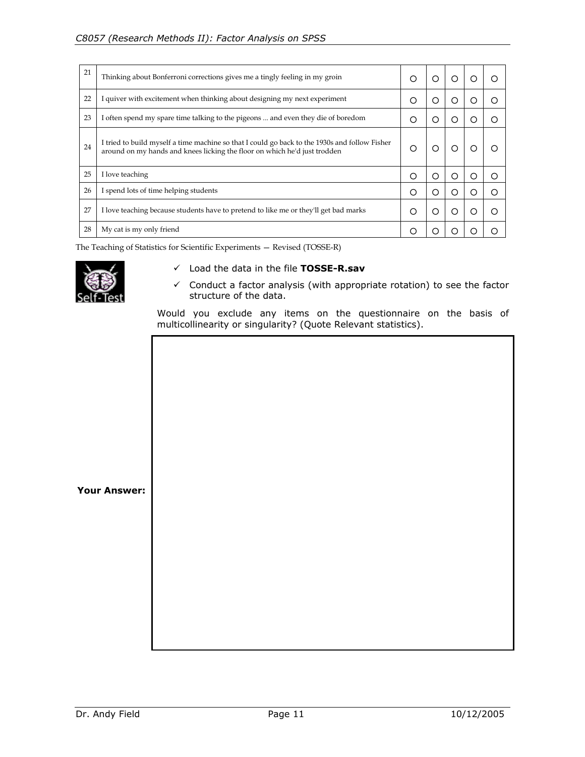| | | | | | | |
|---|---|---|---|---|---|---|
| 21 | Thinking about Bonferroni corrections gives me a tingly feeling in my groin | ○ | ○ | ○ | ○ | ○ |
| 22 | I quiver with excitement when thinking about designing my next experiment | ○ | ○ | ○ | ○ | ○ |
| 23 | I often spend my spare time talking to the pigeons ... and even they die of boredom | ○ | ○ | ○ | ○ | ○ |
| 24 | I tried to build myself a time machine so that I could go back to the 1930s and follow Fisher around on my hands and knees licking the floor on which he'd just trodden | ○ | ○ | ○ | ○ | ○ |
| 25 | I love teaching | ○ | ○ | ○ | ○ | ○ |
| 26 | I spend lots of time helping students | ○ | ○ | ○ | ○ | ○ |
| 27 | I love teaching because students have to pretend to like me or they'll get bad marks | ○ | ○ | ○ | ○ | ○ |
| 28 | My cat is my only friend | ○ | ○ | ○ | ○ | ○ |

The Teaching of Statistics for Scientific Experiments — Revised (TOSSE-R)

Self-Test

- ✓ Load the data in the file **TOSSE-R.sav**
- ✓ Conduct a factor analysis (with appropriate rotation) to see the factor structure of the data.

Would you exclude any items on the questionnaire on the basis of multicollinearity or singularity? (Quote Relevant statistics).

**Your Answer:**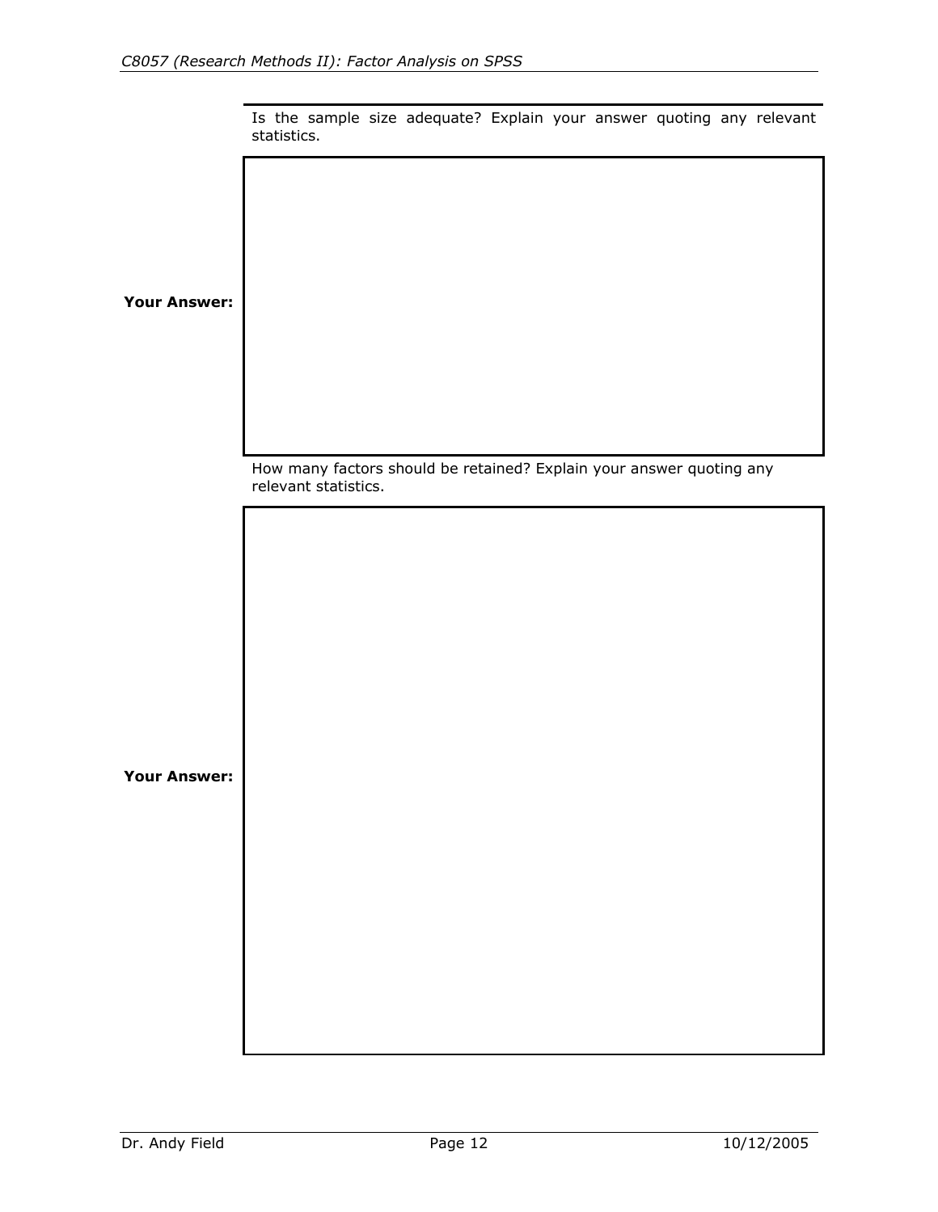Is the sample size adequate? Explain your answer quoting any relevant statistics.

**Your Answer:**

How many factors should be retained? Explain your answer quoting any relevant statistics.

**Your Answer:**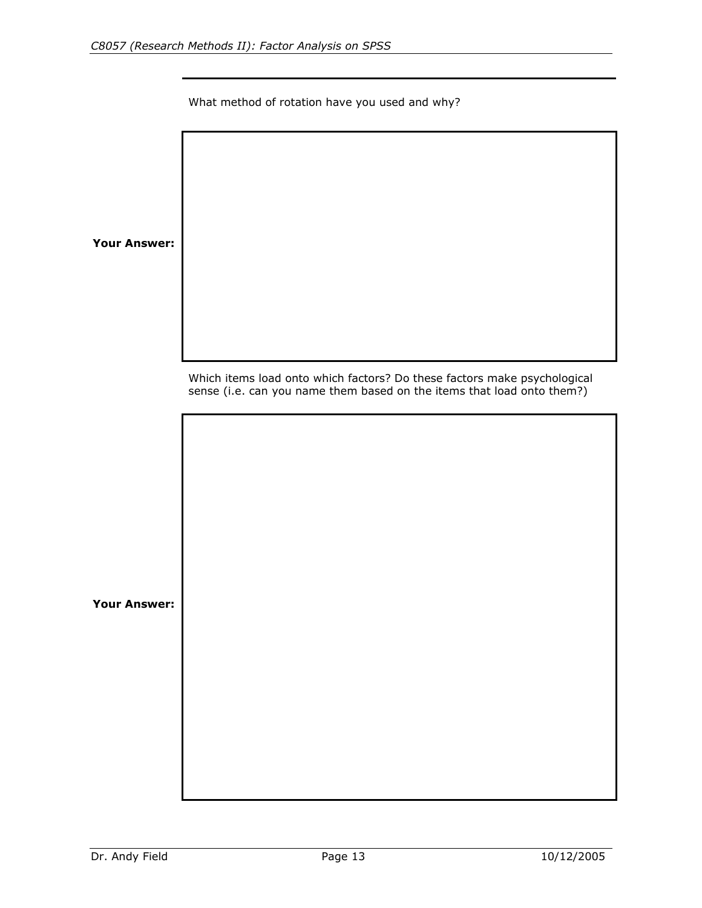What method of rotation have you used and why?

**Your Answer:**

Which items load onto which factors? Do these factors make psychological sense (i.e. can you name them based on the items that load onto them?)

**Your Answer:**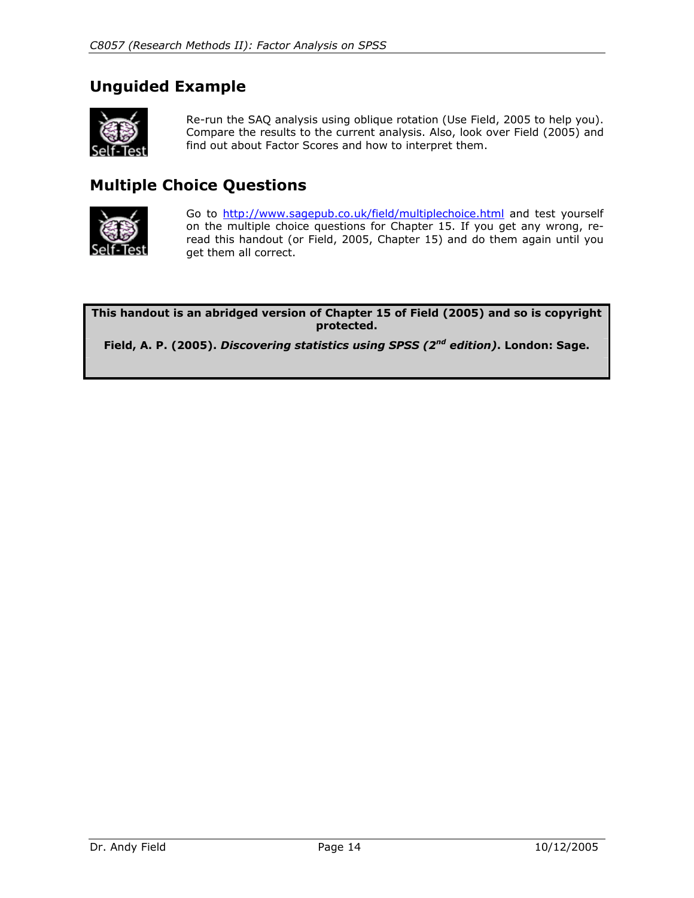## Unguided Example

Re-run the SAQ analysis using oblique rotation (Use Field, 2005 to help you). Compare the results to the current analysis. Also, look over Field (2005) and find out about Factor Scores and how to interpret them.

## Multiple Choice Questions

Go to http://www.sagepub.co.uk/field/multiplechoice.html and test yourself on the multiple choice questions for Chapter 15. If you get any wrong, re-read this handout (or Field, 2005, Chapter 15) and do them again until you get them all correct.

**This handout is an abridged version of Chapter 15 of Field (2005) and so is copyright protected.**

**Field, A. P. (2005). *Discovering statistics using SPSS (2nd edition)*. London: Sage.**